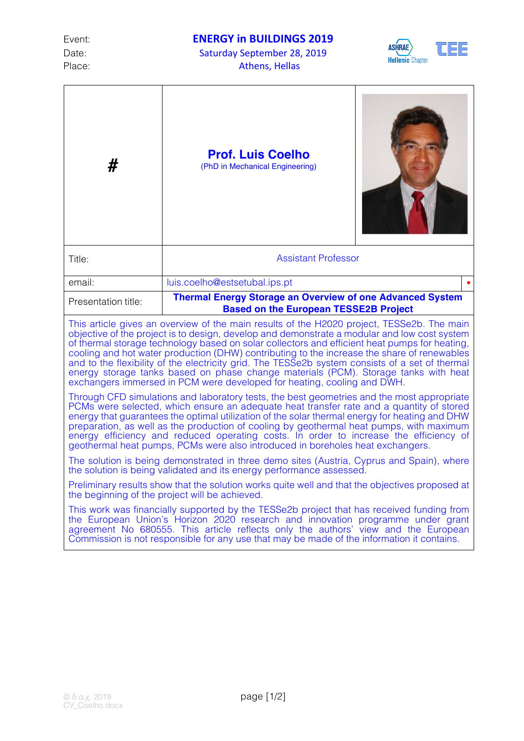Event: **ENERGY in BUILDINGS 2019**
Date: Saturday September 28, 2019
Place: Athens, Hellas

| # | **Prof. Luis Coelho** (PhD in Mechanical Engineering) |
|---|---|
| Title: | Assistant Professor |
| email: | luis.coelho@estsetubal.ips.pt |
| Presentation title: | **Thermal Energy Storage an Overview of one Advanced System Based on the European TESSE2B Project** |

This article gives an overview of the main results of the H2020 project, TESSe2b. The main objective of the project is to design, develop and demonstrate a modular and low cost system of thermal storage technology based on solar collectors and efficient heat pumps for heating, cooling and hot water production (DHW) contributing to the increase the share of renewables and to the flexibility of the electricity grid. The TESSe2b system consists of a set of thermal energy storage tanks based on phase change materials (PCM). Storage tanks with heat exchangers immersed in PCM were developed for heating, cooling and DWH.

Through CFD simulations and laboratory tests, the best geometries and the most appropriate PCMs were selected, which ensure an adequate heat transfer rate and a quantity of stored energy that guarantees the optimal utilization of the solar thermal energy for heating and DHW preparation, as well as the production of cooling by geothermal heat pumps, with maximum energy efficiency and reduced operating costs. In order to increase the efficiency of geothermal heat pumps, PCMs were also introduced in boreholes heat exchangers.

The solution is being demonstrated in three demo sites (Austria, Cyprus and Spain), where the solution is being validated and its energy performance assessed.

Preliminary results show that the solution works quite well and that the objectives proposed at the beginning of the project will be achieved.

This work was financially supported by the TESSe2b project that has received funding from the European Union's Horizon 2020 research and innovation programme under grant agreement No 680555. This article reflects only the authors' view and the European Commission is not responsible for any use that may be made of the information it contains.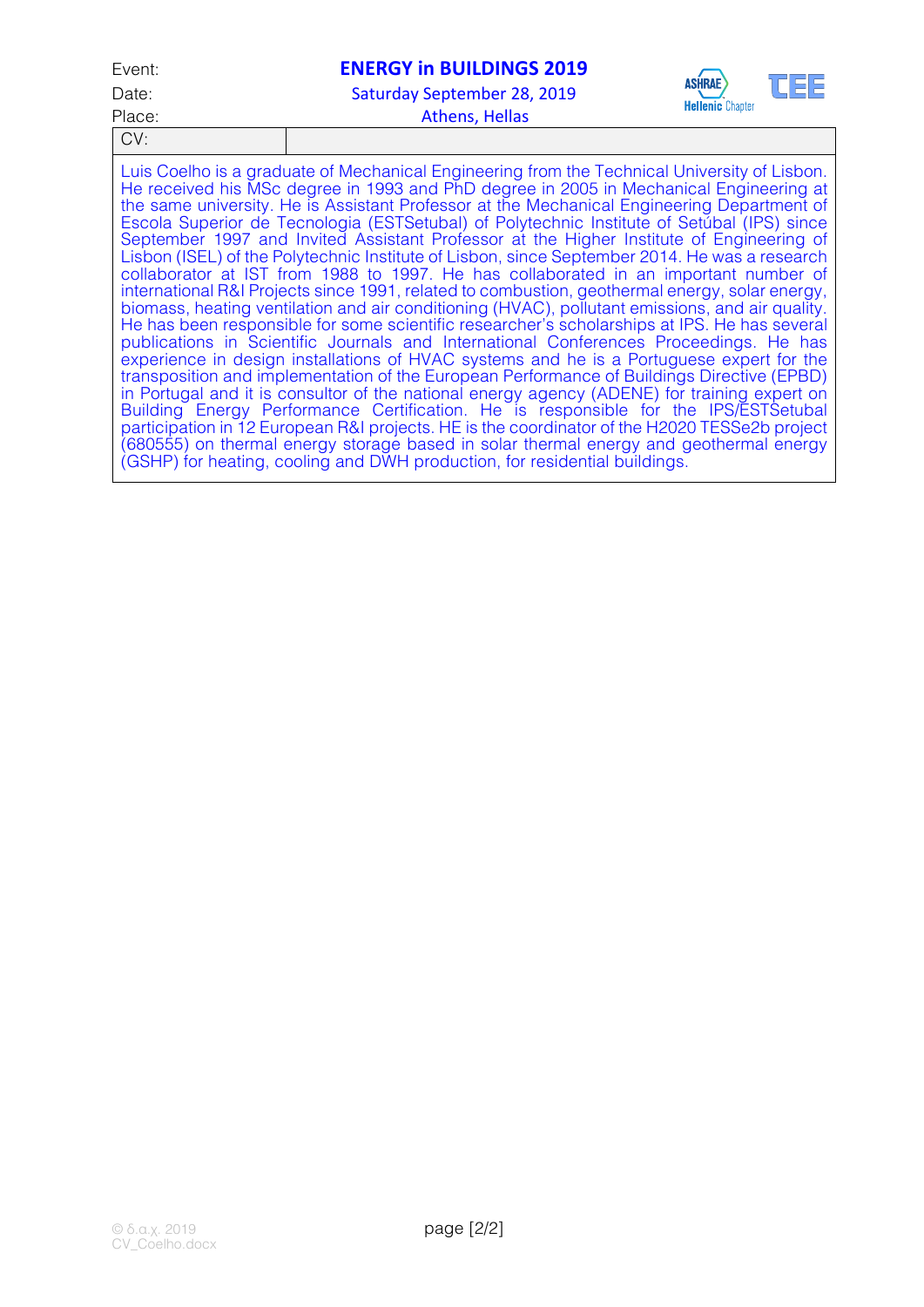CV:

Luis Coelho is a graduate of Mechanical Engineering from the Technical University of Lisbon. He received his MSc degree in 1993 and PhD degree in 2005 in Mechanical Engineering at the same university. He is Assistant Professor at the Mechanical Engineering Department of Escola Superior de Tecnologia (ESTSetubal) of Polytechnic Institute of Setúbal (IPS) since September 1997 and Invited Assistant Professor at the Higher Institute of Engineering of Lisbon (ISEL) of the Polytechnic Institute of Lisbon, since September 2014. He was a research collaborator at IST from 1988 to 1997. He has collaborated in an important number of international R&I Projects since 1991, related to combustion, geothermal energy, solar energy, biomass, heating ventilation and air conditioning (HVAC), pollutant emissions, and air quality. He has been responsible for some scientific researcher's scholarships at IPS. He has several publications in Scientific Journals and International Conferences Proceedings. He has experience in design installations of HVAC systems and he is a Portuguese expert for the transposition and implementation of the European Performance of Buildings Directive (EPBD) in Portugal and it is consultor of the national energy agency (ADENE) for training expert on Building Energy Performance Certification. He is responsible for the IPS/ESTSetubal participation in 12 European R&I projects. HE is the coordinator of the H2020 TESSe2b project (680555) on thermal energy storage based in solar thermal energy and geothermal energy (GSHP) for heating, cooling and DWH production, for residential buildings.